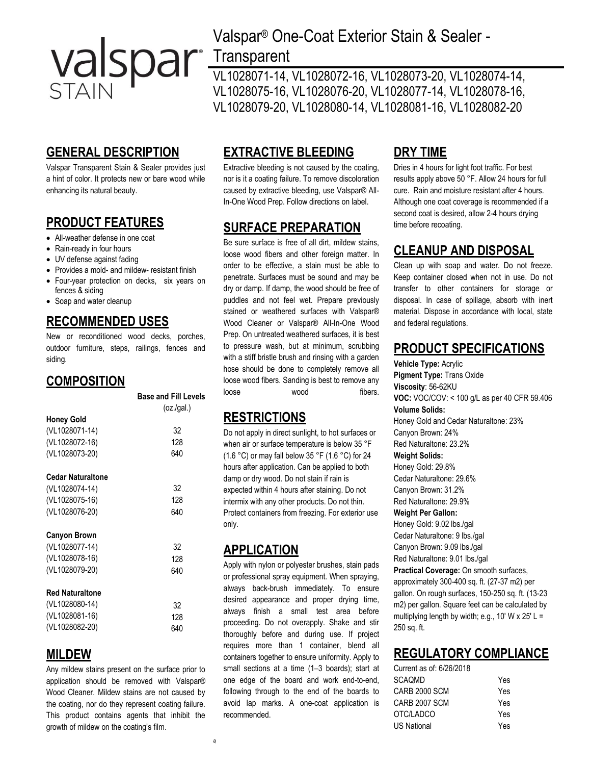# Valspar® One-Coat Exterior Stain & Sealer - Transparent

VL1028071-14, VL1028072-16, VL1028073-20, VL1028074-14, VL1028075-16, VL1028076-20, VL1028077-14, VL1028078-16, VL1028079-20, VL1028080-14, VL1028081-16, VL1028082-20

## GENERAL DESCRIPTION

Valspar Transparent Stain & Sealer provides just a hint of color. It protects new or bare wood while enhancing its natural beauty.

## PRODUCT FEATURES

- All-weather defense in one coat
- Rain-ready in four hours
- UV defense against fading
- Provides a mold- and mildew- resistant finish
- Four-year protection on decks, six years on fences & siding
- Soap and water cleanup

## RECOMMENDED USES

New or reconditioned wood decks, porches, outdoor furniture, steps, railings, fences and siding.

## COMPOSITION

| | Base and Fill Levels (oz./gal.) |
|---|---|
| **Honey Gold** | |
| (VL1028071-14) | 32 |
| (VL1028072-16) | 128 |
| (VL1028073-20) | 640 |
| **Cedar Naturaltone** | |
| (VL1028074-14) | 32 |
| (VL1028075-16) | 128 |
| (VL1028076-20) | 640 |
| **Canyon Brown** | |
| (VL1028077-14) | 32 |
| (VL1028078-16) | 128 |
| (VL1028079-20) | 640 |
| **Red Naturaltone** | |
| (VL1028080-14) | 32 |
| (VL1028081-16) | 128 |
| (VL1028082-20) | 640 |

## MILDEW

Any mildew stains present on the surface prior to application should be removed with Valspar® Wood Cleaner. Mildew stains are not caused by the coating, nor do they represent coating failure. This product contains agents that inhibit the growth of mildew on the coating's film.

## EXTRACTIVE BLEEDING

Extractive bleeding is not caused by the coating, nor is it a coating failure. To remove discoloration caused by extractive bleeding, use Valspar® All-In-One Wood Prep. Follow directions on label.

## SURFACE PREPARATION

Be sure surface is free of all dirt, mildew stains, loose wood fibers and other foreign matter. In order to be effective, a stain must be able to penetrate. Surfaces must be sound and may be dry or damp. If damp, the wood should be free of puddles and not feel wet. Prepare previously stained or weathered surfaces with Valspar® Wood Cleaner or Valspar® All-In-One Wood Prep. On untreated weathered surfaces, it is best to pressure wash, but at minimum, scrubbing with a stiff bristle brush and rinsing with a garden hose should be done to completely remove all loose wood fibers. Sanding is best to remove any loose wood fibers.

## RESTRICTIONS

Do not apply in direct sunlight, to hot surfaces or when air or surface temperature is below 35 °F (1.6 °C) or may fall below 35 °F (1.6 °C) for 24 hours after application. Can be applied to both damp or dry wood. Do not stain if rain is expected within 4 hours after staining. Do not intermix with any other products. Do not thin. Protect containers from freezing. For exterior use only.

## APPLICATION

Apply with nylon or polyester brushes, stain pads or professional spray equipment. When spraying, always back-brush immediately. To ensure desired appearance and proper drying time, always finish a small test area before proceeding. Do not overapply. Shake and stir thoroughly before and during use. If project requires more than 1 container, blend all containers together to ensure uniformity. Apply to small sections at a time (1–3 boards); start at one edge of the board and work end-to-end, following through to the end of the boards to avoid lap marks. A one-coat application is recommended.

## DRY TIME

Dries in 4 hours for light foot traffic. For best results apply above 50 °F. Allow 24 hours for full cure. Rain and moisture resistant after 4 hours. Although one coat coverage is recommended if a second coat is desired, allow 2-4 hours drying time before recoating.

## CLEANUP AND DISPOSAL

Clean up with soap and water. Do not freeze. Keep container closed when not in use. Do not transfer to other containers for storage or disposal. In case of spillage, absorb with inert material. Dispose in accordance with local, state and federal regulations.

## PRODUCT SPECIFICATIONS

**Vehicle Type:** Acrylic
**Pigment Type:** Trans Oxide
**Viscosity**: 56-62KU
**VOC:** VOC/COV: < 100 g/L as per 40 CFR 59.406
**Volume Solids:**
Honey Gold and Cedar Naturaltone: 23%
Canyon Brown: 24%
Red Naturaltone: 23.2%
**Weight Solids:**
Honey Gold: 29.8%
Cedar Naturaltone: 29.6%
Canyon Brown: 31.2%
Red Naturaltone: 29.9%
**Weight Per Gallon:**
Honey Gold: 9.02 lbs./gal
Cedar Naturaltone: 9 lbs./gal
Canyon Brown: 9.09 lbs./gal
Red Naturaltone: 9.01 lbs./gal
**Practical Coverage:** On smooth surfaces, approximately 300-400 sq. ft. (27-37 m2) per gallon. On rough surfaces, 150-250 sq. ft. (13-23 m2) per gallon. Square feet can be calculated by multiplying length by width; e.g., 10' W x 25' L = 250 sq. ft.

## REGULATORY COMPLIANCE

Current as of: 6/26/2018

| | |
|---|---|
| SCAQMD | Yes |
| CARB 2000 SCM | Yes |
| CARB 2007 SCM | Yes |
| OTC/LADCO | Yes |
| US National | Yes |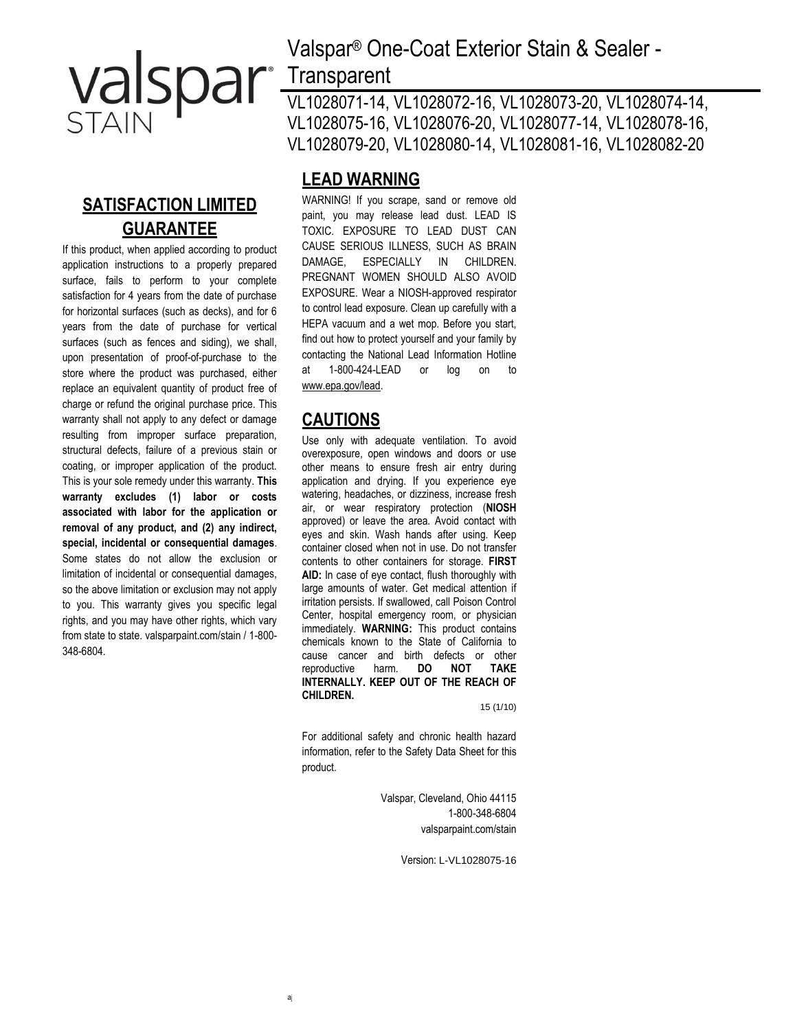# Valspar® One-Coat Exterior Stain & Sealer - Transparent

VL1028071-14, VL1028072-16, VL1028073-20, VL1028074-14, VL1028075-16, VL1028076-20, VL1028077-14, VL1028078-16, VL1028079-20, VL1028080-14, VL1028081-16, VL1028082-20

## SATISFACTION LIMITED GUARANTEE

If this product, when applied according to product application instructions to a properly prepared surface, fails to perform to your complete satisfaction for 4 years from the date of purchase for horizontal surfaces (such as decks), and for 6 years from the date of purchase for vertical surfaces (such as fences and siding), we shall, upon presentation of proof-of-purchase to the store where the product was purchased, either replace an equivalent quantity of product free of charge or refund the original purchase price. This warranty shall not apply to any defect or damage resulting from improper surface preparation, structural defects, failure of a previous stain or coating, or improper application of the product. This is your sole remedy under this warranty. **This warranty excludes (1) labor or costs associated with labor for the application or removal of any product, and (2) any indirect, special, incidental or consequential damages**. Some states do not allow the exclusion or limitation of incidental or consequential damages, so the above limitation or exclusion may not apply to you. This warranty gives you specific legal rights, and you may have other rights, which vary from state to state. valsparpaint.com/stain / 1-800-348-6804.

## LEAD WARNING

WARNING! If you scrape, sand or remove old paint, you may release lead dust. LEAD IS TOXIC. EXPOSURE TO LEAD DUST CAN CAUSE SERIOUS ILLNESS, SUCH AS BRAIN DAMAGE, ESPECIALLY IN CHILDREN. PREGNANT WOMEN SHOULD ALSO AVOID EXPOSURE. Wear a NIOSH-approved respirator to control lead exposure. Clean up carefully with a HEPA vacuum and a wet mop. Before you start, find out how to protect yourself and your family by contacting the National Lead Information Hotline at 1-800-424-LEAD or log on to www.epa.gov/lead.

## CAUTIONS

Use only with adequate ventilation. To avoid overexposure, open windows and doors or use other means to ensure fresh air entry during application and drying. If you experience eye watering, headaches, or dizziness, increase fresh air, or wear respiratory protection (**NIOSH** approved) or leave the area. Avoid contact with eyes and skin. Wash hands after using. Keep container closed when not in use. Do not transfer contents to other containers for storage. **FIRST AID:** In case of eye contact, flush thoroughly with large amounts of water. Get medical attention if irritation persists. If swallowed, call Poison Control Center, hospital emergency room, or physician immediately. **WARNING:** This product contains chemicals known to the State of California to cause cancer and birth defects or other reproductive harm. **DO NOT TAKE INTERNALLY. KEEP OUT OF THE REACH OF CHILDREN.**

15 (1/10)

For additional safety and chronic health hazard information, refer to the Safety Data Sheet for this product.

Valspar, Cleveland, Ohio 44115
1-800-348-6804
valsparpaint.com/stain

Version: L-VL1028075-16